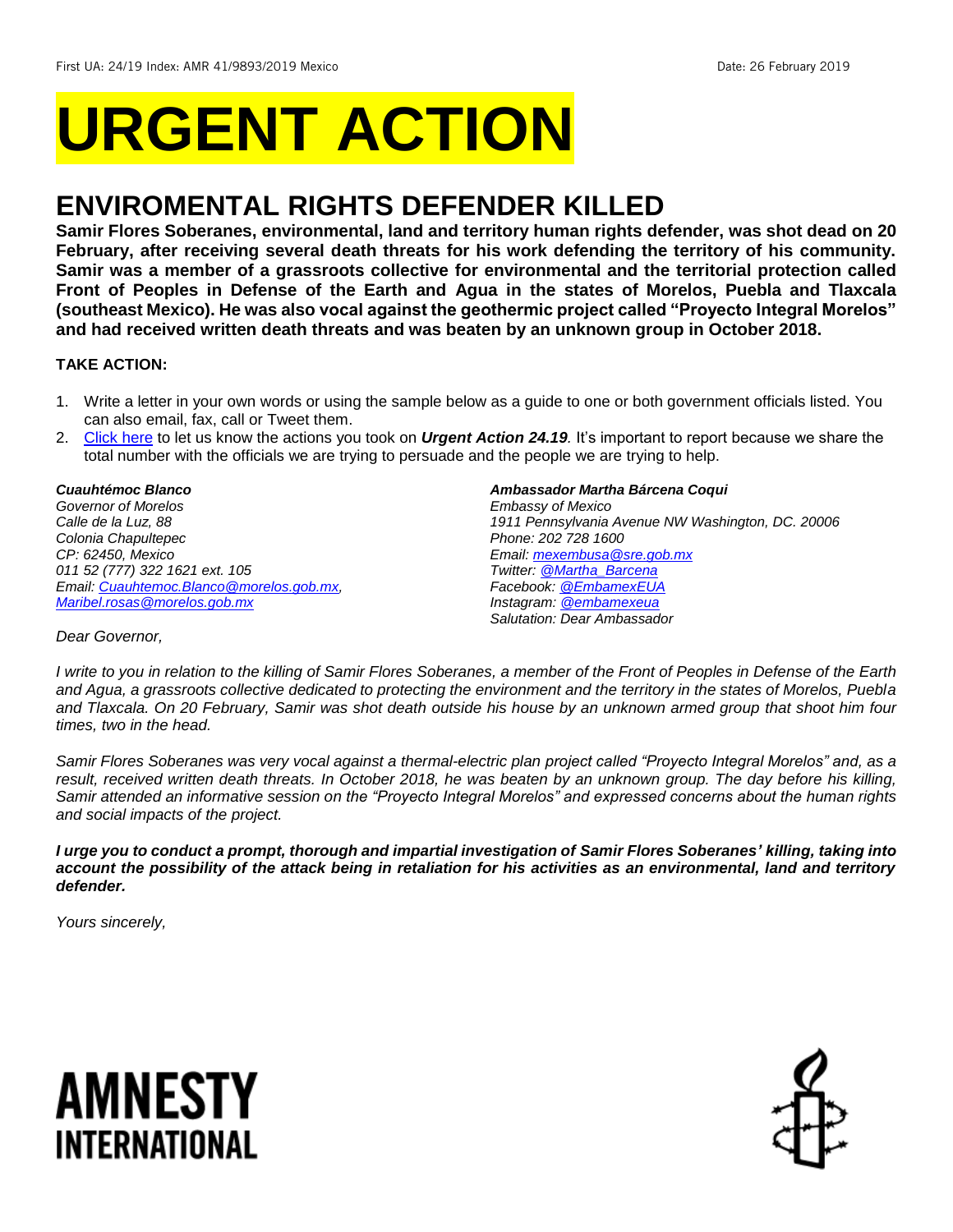First UA: 24/19 Index: AMR 41/9893/2019 Mexico Date: 26 February 2019

# URGENT ACTION

## ENVIROMENTAL RIGHTS DEFENDER KILLED

**Samir Flores Soberanes, environmental, land and territory human rights defender, was shot dead on 20 February, after receiving several death threats for his work defending the territory of his community. Samir was a member of a grassroots collective for environmental and the territorial protection called Front of Peoples in Defense of the Earth and Agua in the states of Morelos, Puebla and Tlaxcala (southeast Mexico). He was also vocal against the geothermic project called "Proyecto Integral Morelos" and had received written death threats and was beaten by an unknown group in October 2018.**

**TAKE ACTION:**

1. Write a letter in your own words or using the sample below as a guide to one or both government officials listed. You can also email, fax, call or Tweet them.
2. Click here to let us know the actions you took on ***Urgent Action 24.19****.* It's important to report because we share the total number with the officials we are trying to persuade and the people we are trying to help.

***Cuauhtémoc Blanco***
*Governor of Morelos*
*Calle de la Luz, 88*
*Colonia Chapultepec*
*CP: 62450, Mexico*
*011 52 (777) 322 1621 ext. 105*
*Email: Cuauhtemoc.Blanco@morelos.gob.mx, Maribel.rosas@morelos.gob.mx*

***Ambassador Martha Bárcena Coqui***
*Embassy of Mexico*
*1911 Pennsylvania Avenue NW Washington, DC. 20006*
*Phone: 202 728 1600*
*Email: mexembusa@sre.gob.mx*
*Twitter: @Martha_Barcena*
*Facebook: @EmbamexEUA*
*Instagram: @embamexeua*
*Salutation: Dear Ambassador*

*Dear Governor,*

*I write to you in relation to the killing of Samir Flores Soberanes, a member of the Front of Peoples in Defense of the Earth and Agua, a grassroots collective dedicated to protecting the environment and the territory in the states of Morelos, Puebla and Tlaxcala. On 20 February, Samir was shot death outside his house by an unknown armed group that shoot him four times, two in the head.*

*Samir Flores Soberanes was very vocal against a thermal-electric plan project called "Proyecto Integral Morelos" and, as a result, received written death threats. In October 2018, he was beaten by an unknown group. The day before his killing, Samir attended an informative session on the "Proyecto Integral Morelos" and expressed concerns about the human rights and social impacts of the project.*

***I urge you to conduct a prompt, thorough and impartial investigation of Samir Flores Soberanes' killing, taking into account the possibility of the attack being in retaliation for his activities as an environmental, land and territory defender.***

*Yours sincerely,*

AMNESTY INTERNATIONAL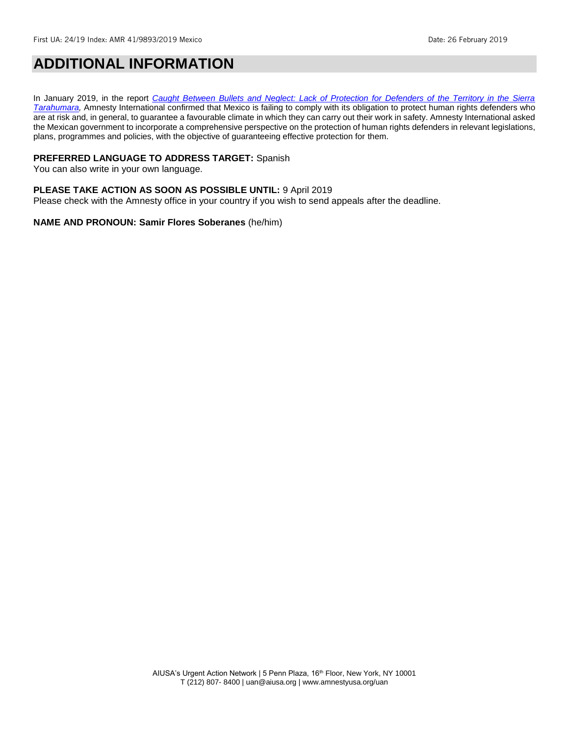# ADDITIONAL INFORMATION

In January 2019, in the report *Caught Between Bullets and Neglect: Lack of Protection for Defenders of the Territory in the Sierra Tarahumara,* Amnesty International confirmed that Mexico is failing to comply with its obligation to protect human rights defenders who are at risk and, in general, to guarantee a favourable climate in which they can carry out their work in safety. Amnesty International asked the Mexican government to incorporate a comprehensive perspective on the protection of human rights defenders in relevant legislations, plans, programmes and policies, with the objective of guaranteeing effective protection for them.

**PREFERRED LANGUAGE TO ADDRESS TARGET:** Spanish
You can also write in your own language.

**PLEASE TAKE ACTION AS SOON AS POSSIBLE UNTIL:** 9 April 2019
Please check with the Amnesty office in your country if you wish to send appeals after the deadline.

**NAME AND PRONOUN: Samir Flores Soberanes** (he/him)